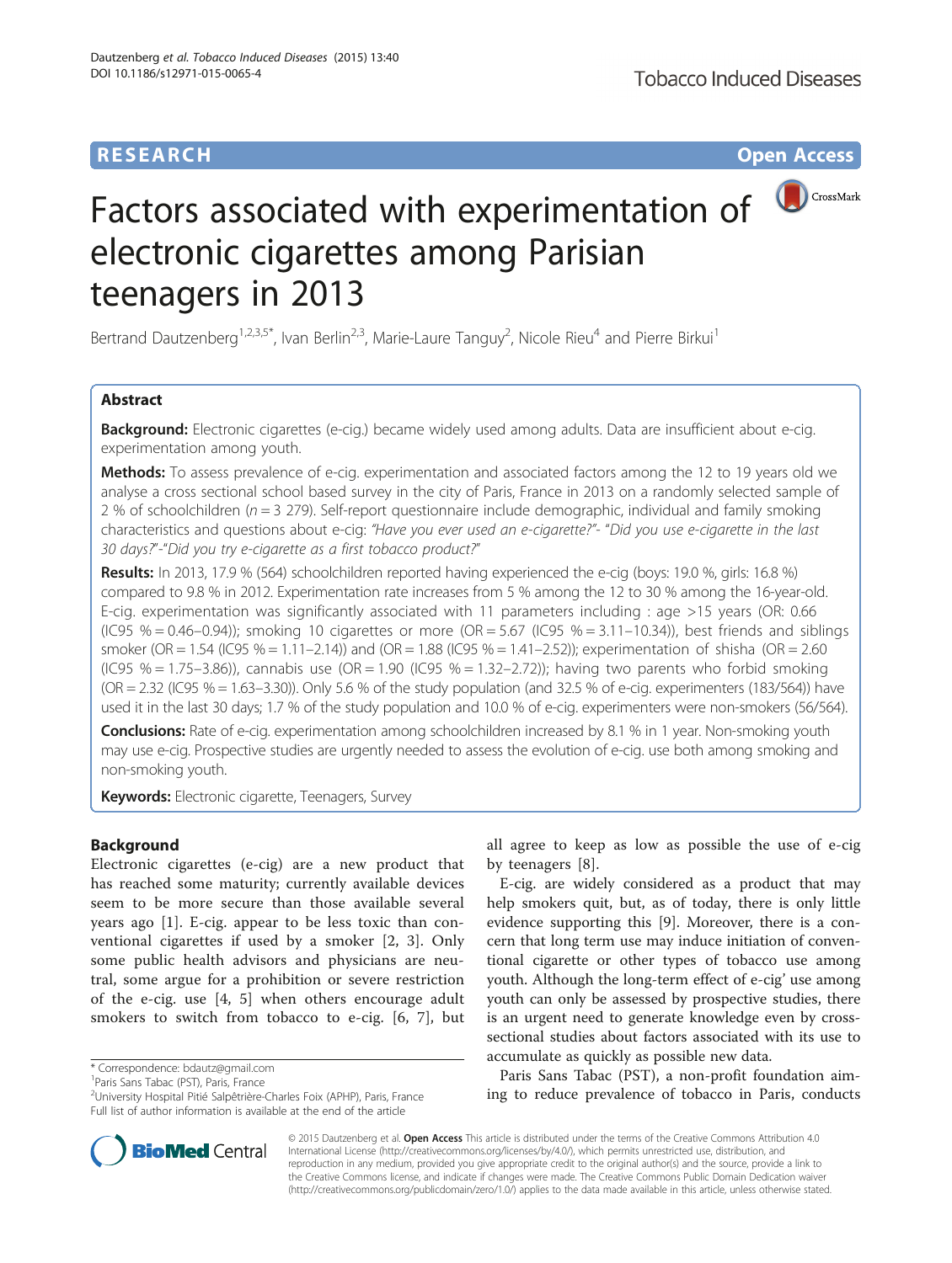**RESEARCH** **Open Access**

# Factors associated with experimentation of electronic cigarettes among Parisian teenagers in 2013

Bertrand Dautzenberg[1,2,3,5*], Ivan Berlin[2,3], Marie-Laure Tanguy[2], Nicole Rieu[4] and Pierre Birkui[1]

## Abstract

**Background:** Electronic cigarettes (e-cig.) became widely used among adults. Data are insufficient about e-cig. experimentation among youth.

**Methods:** To assess prevalence of e-cig. experimentation and associated factors among the 12 to 19 years old we analyse a cross sectional school based survey in the city of Paris, France in 2013 on a randomly selected sample of 2 % of schoolchildren ($n = 3$ 279). Self-report questionnaire include demographic, individual and family smoking characteristics and questions about e-cig: *"Have you ever used an e-cigarette?"- "Did you use e-cigarette in the last 30 days?"-"Did you try e-cigarette as a first tobacco product?"*

**Results:** In 2013, 17.9 % (564) schoolchildren reported having experienced the e-cig (boys: 19.0 %, girls: 16.8 %) compared to 9.8 % in 2012. Experimentation rate increases from 5 % among the 12 to 30 % among the 16-year-old. E-cig. experimentation was significantly associated with 11 parameters including : age >15 years (OR: 0.66 (IC95 % = 0.46–0.94)); smoking 10 cigarettes or more (OR = 5.67 (IC95 % = 3.11–10.34)), best friends and siblings smoker (OR = 1.54 (IC95 % = 1.11–2.14)) and (OR = 1.88 (IC95 % = 1.41–2.52)); experimentation of shisha (OR = 2.60 (IC95 % = 1.75–3.86)), cannabis use (OR = 1.90 (IC95 % = 1.32–2.72)); having two parents who forbid smoking (OR = 2.32 (IC95 % = 1.63–3.30)). Only 5.6 % of the study population (and 32.5 % of e-cig. experimenters (183/564)) have used it in the last 30 days; 1.7 % of the study population and 10.0 % of e-cig. experimenters were non-smokers (56/564).

**Conclusions:** Rate of e-cig. experimentation among schoolchildren increased by 8.1 % in 1 year. Non-smoking youth may use e-cig. Prospective studies are urgently needed to assess the evolution of e-cig. use both among smoking and non-smoking youth.

**Keywords:** Electronic cigarette, Teenagers, Survey

## Background

Electronic cigarettes (e-cig) are a new product that has reached some maturity; currently available devices seem to be more secure than those available several years ago [1]. E-cig. appear to be less toxic than conventional cigarettes if used by a smoker [2, 3]. Only some public health advisors and physicians are neutral, some argue for a prohibition or severe restriction of the e-cig. use [4, 5] when others encourage adult smokers to switch from tobacco to e-cig. [6, 7], but all agree to keep as low as possible the use of e-cig by teenagers [8].

E-cig. are widely considered as a product that may help smokers quit, but, as of today, there is only little evidence supporting this [9]. Moreover, there is a concern that long term use may induce initiation of conventional cigarette or other types of tobacco use among youth. Although the long-term effect of e-cig' use among youth can only be assessed by prospective studies, there is an urgent need to generate knowledge even by cross-sectional studies about factors associated with its use to accumulate as quickly as possible new data.

Paris Sans Tabac (PST), a non-profit foundation aiming to reduce prevalence of tobacco in Paris, conducts

\* Correspondence: bdautz@gmail.com
[1]Paris Sans Tabac (PST), Paris, France
[2]University Hospital Pitié Salpêtrière-Charles Foix (APHP), Paris, France
Full list of author information is available at the end of the article

© 2015 Dautzenberg et al. **Open Access** This article is distributed under the terms of the Creative Commons Attribution 4.0 International License (http://creativecommons.org/licenses/by/4.0/), which permits unrestricted use, distribution, and reproduction in any medium, provided you give appropriate credit to the original author(s) and the source, provide a link to the Creative Commons license, and indicate if changes were made. The Creative Commons Public Domain Dedication waiver (http://creativecommons.org/publicdomain/zero/1.0/) applies to the data made available in this article, unless otherwise stated.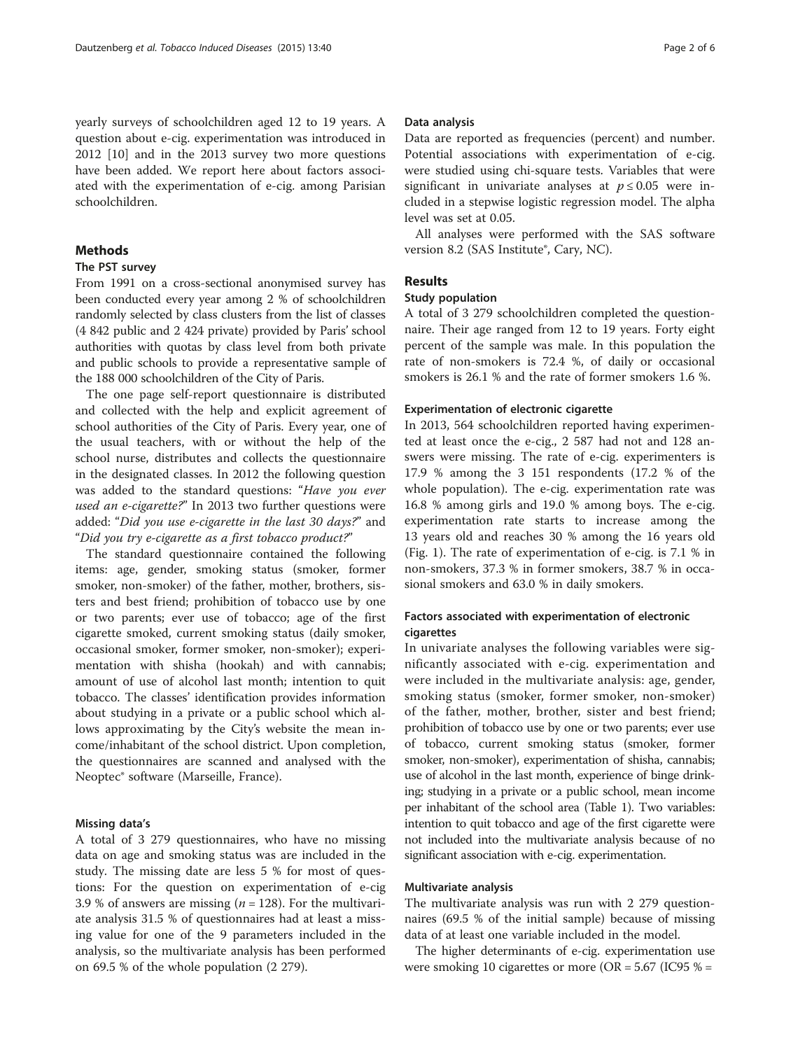yearly surveys of schoolchildren aged 12 to 19 years. A question about e-cig. experimentation was introduced in 2012 [10] and in the 2013 survey two more questions have been added. We report here about factors associated with the experimentation of e-cig. among Parisian schoolchildren.

## Methods

### The PST survey

From 1991 on a cross-sectional anonymised survey has been conducted every year among 2 % of schoolchildren randomly selected by class clusters from the list of classes (4 842 public and 2 424 private) provided by Paris' school authorities with quotas by class level from both private and public schools to provide a representative sample of the 188 000 schoolchildren of the City of Paris.

The one page self-report questionnaire is distributed and collected with the help and explicit agreement of school authorities of the City of Paris. Every year, one of the usual teachers, with or without the help of the school nurse, distributes and collects the questionnaire in the designated classes. In 2012 the following question was added to the standard questions: "*Have you ever used an e-cigarette?*" In 2013 two further questions were added: "*Did you use e-cigarette in the last 30 days?*" and "*Did you try e-cigarette as a first tobacco product?*"

The standard questionnaire contained the following items: age, gender, smoking status (smoker, former smoker, non-smoker) of the father, mother, brothers, sisters and best friend; prohibition of tobacco use by one or two parents; ever use of tobacco; age of the first cigarette smoked, current smoking status (daily smoker, occasional smoker, former smoker, non-smoker); experimentation with shisha (hookah) and with cannabis; amount of use of alcohol last month; intention to quit tobacco. The classes' identification provides information about studying in a private or a public school which allows approximating by the City's website the mean income/inhabitant of the school district. Upon completion, the questionnaires are scanned and analysed with the Neoptec® software (Marseille, France).

### Missing data's

A total of 3 279 questionnaires, who have no missing data on age and smoking status was are included in the study. The missing date are less 5 % for most of questions: For the question on experimentation of e-cig 3.9 % of answers are missing ($n = 128$). For the multivariate analysis 31.5 % of questionnaires had at least a missing value for one of the 9 parameters included in the analysis, so the multivariate analysis has been performed on 69.5 % of the whole population (2 279).

### Data analysis

Data are reported as frequencies (percent) and number. Potential associations with experimentation of e-cig. were studied using chi-square tests. Variables that were significant in univariate analyses at $p \leq 0.05$ were included in a stepwise logistic regression model. The alpha level was set at 0.05.

All analyses were performed with the SAS software version 8.2 (SAS Institute®, Cary, NC).

## Results

### Study population

A total of 3 279 schoolchildren completed the questionnaire. Their age ranged from 12 to 19 years. Forty eight percent of the sample was male. In this population the rate of non-smokers is 72.4 %, of daily or occasional smokers is 26.1 % and the rate of former smokers 1.6 %.

### Experimentation of electronic cigarette

In 2013, 564 schoolchildren reported having experimented at least once the e-cig., 2 587 had not and 128 answers were missing. The rate of e-cig. experimenters is 17.9 % among the 3 151 respondents (17.2 % of the whole population). The e-cig. experimentation rate was 16.8 % among girls and 19.0 % among boys. The e-cig. experimentation rate starts to increase among the 13 years old and reaches 30 % among the 16 years old (Fig. 1). The rate of experimentation of e-cig. is 7.1 % in non-smokers, 37.3 % in former smokers, 38.7 % in occasional smokers and 63.0 % in daily smokers.

### Factors associated with experimentation of electronic cigarettes

In univariate analyses the following variables were significantly associated with e-cig. experimentation and were included in the multivariate analysis: age, gender, smoking status (smoker, former smoker, non-smoker) of the father, mother, brother, sister and best friend; prohibition of tobacco use by one or two parents; ever use of tobacco, current smoking status (smoker, former smoker, non-smoker), experimentation of shisha, cannabis; use of alcohol in the last month, experience of binge drinking; studying in a private or a public school, mean income per inhabitant of the school area (Table 1). Two variables: intention to quit tobacco and age of the first cigarette were not included into the multivariate analysis because of no significant association with e-cig. experimentation.

### Multivariate analysis

The multivariate analysis was run with 2 279 questionnaires (69.5 % of the initial sample) because of missing data of at least one variable included in the model.

The higher determinants of e-cig. experimentation use were smoking 10 cigarettes or more (OR = 5.67 (IC95 % =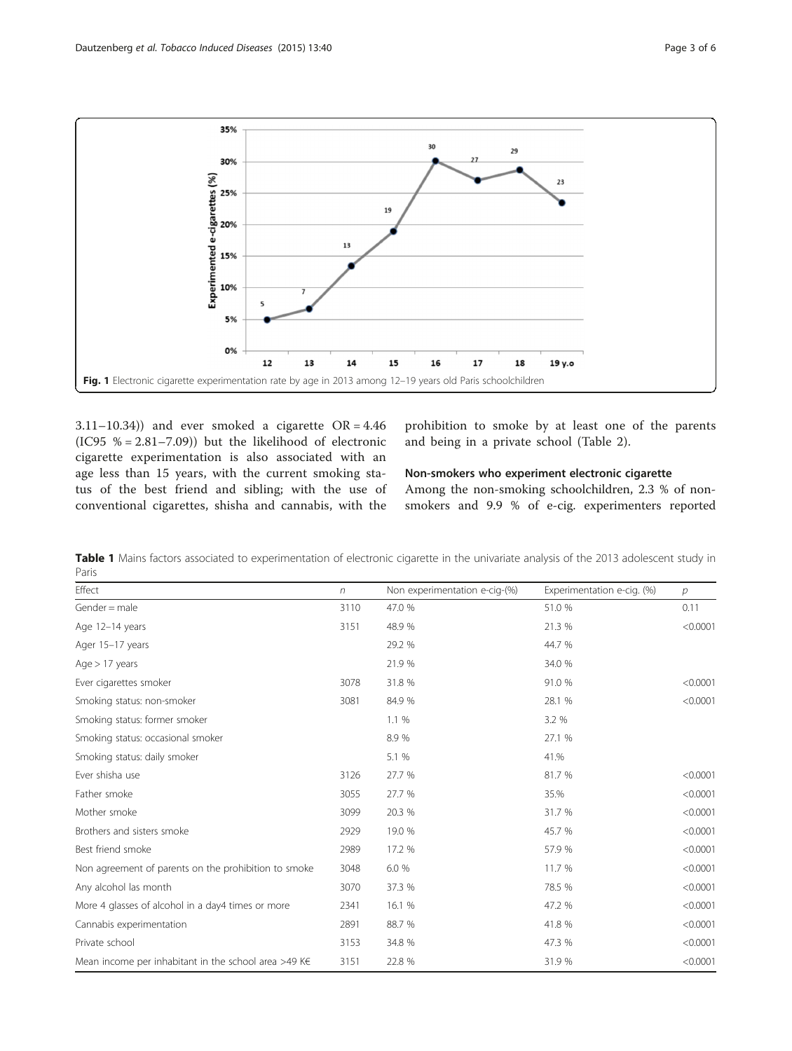Fig. 1 Electronic cigarette experimentation rate by age in 2013 among 12–19 years old Paris schoolchildren

3.11–10.34)) and ever smoked a cigarette OR = 4.46 (IC95 % = 2.81–7.09)) but the likelihood of electronic cigarette experimentation is also associated with an age less than 15 years, with the current smoking status of the best friend and sibling; with the use of conventional cigarettes, shisha and cannabis, with the prohibition to smoke by at least one of the parents and being in a private school (Table 2).

### Non-smokers who experiment electronic cigarette

Among the non-smoking schoolchildren, 2.3 % of non-smokers and 9.9 % of e-cig. experimenters reported

**Table 1** Mains factors associated to experimentation of electronic cigarette in the univariate analysis of the 2013 adolescent study in Paris

| Effect | n | Non experimentation e-cig-(%) | Experimentation e-cig. (%) | p |
|---|---|---|---|---|
| Gender = male | 3110 | 47.0 % | 51.0 % | 0.11 |
| Age 12–14 years | 3151 | 48.9 % | 21.3 % | <0.0001 |
| Ager 15–17 years | | 29.2 % | 44.7 % | |
| Age > 17 years | | 21.9 % | 34.0 % | |
| Ever cigarettes smoker | 3078 | 31.8 % | 91.0 % | <0.0001 |
| Smoking status: non-smoker | 3081 | 84.9 % | 28.1 % | <0.0001 |
| Smoking status: former smoker | | 1.1 % | 3.2 % | |
| Smoking status: occasional smoker | | 8.9 % | 27.1 % | |
| Smoking status: daily smoker | | 5.1 % | 41.% | |
| Ever shisha use | 3126 | 27.7 % | 81.7 % | <0.0001 |
| Father smoke | 3055 | 27.7 % | 35.% | <0.0001 |
| Mother smoke | 3099 | 20.3 % | 31.7 % | <0.0001 |
| Brothers and sisters smoke | 2929 | 19.0 % | 45.7 % | <0.0001 |
| Best friend smoke | 2989 | 17.2 % | 57.9 % | <0.0001 |
| Non agreement of parents on the prohibition to smoke | 3048 | 6.0 % | 11.7 % | <0.0001 |
| Any alcohol las month | 3070 | 37.3 % | 78.5 % | <0.0001 |
| More 4 glasses of alcohol in a day4 times or more | 2341 | 16.1 % | 47.2 % | <0.0001 |
| Cannabis experimentation | 2891 | 88.7 % | 41.8 % | <0.0001 |
| Private school | 3153 | 34.8 % | 47.3 % | <0.0001 |
| Mean income per inhabitant in the school area >49 K€ | 3151 | 22.8 % | 31.9 % | <0.0001 |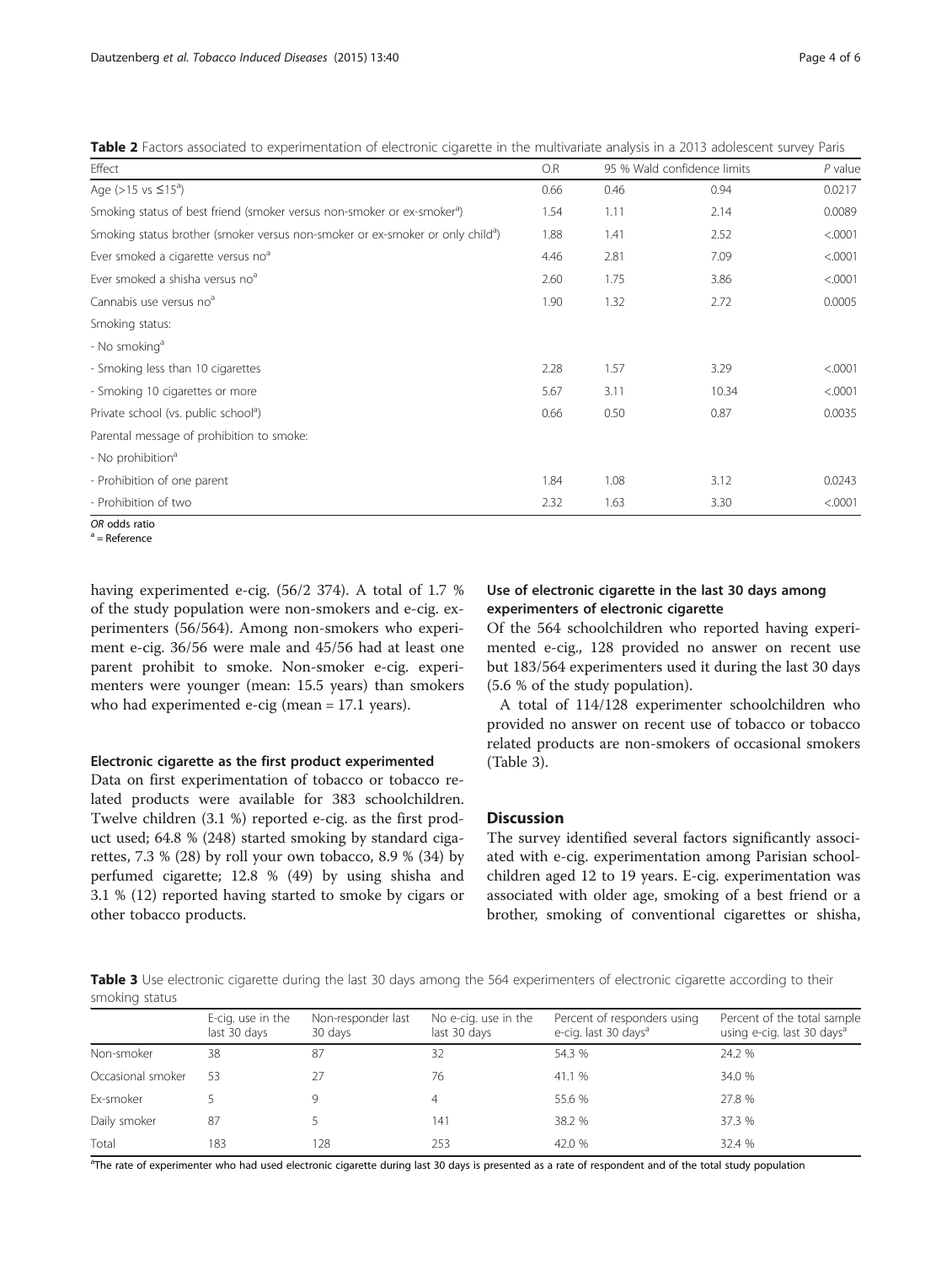**Table 2** Factors associated to experimentation of electronic cigarette in the multivariate analysis in a 2013 adolescent survey Paris

| Effect | O.R | 95 % Wald confidence limits | | *P* value |
|---|---|---|---|---|
| Age (>15 vs ≤15[a]) | 0.66 | 0.46 | 0.94 | 0.0217 |
| Smoking status of best friend (smoker versus non-smoker or ex-smoker[a]) | 1.54 | 1.11 | 2.14 | 0.0089 |
| Smoking status brother (smoker versus non-smoker or ex-smoker or only child[a]) | 1.88 | 1.41 | 2.52 | <.0001 |
| Ever smoked a cigarette versus no[a] | 4.46 | 2.81 | 7.09 | <.0001 |
| Ever smoked a shisha versus no[a] | 2.60 | 1.75 | 3.86 | <.0001 |
| Cannabis use versus no[a] | 1.90 | 1.32 | 2.72 | 0.0005 |
| Smoking status: | | | | |
| - No smoking[a] | | | | |
| - Smoking less than 10 cigarettes | 2.28 | 1.57 | 3.29 | <.0001 |
| - Smoking 10 cigarettes or more | 5.67 | 3.11 | 10.34 | <.0001 |
| Private school (vs. public school[a]) | 0.66 | 0.50 | 0.87 | 0.0035 |
| Parental message of prohibition to smoke: | | | | |
| - No prohibition[a] | | | | |
| - Prohibition of one parent | 1.84 | 1.08 | 3.12 | 0.0243 |
| - Prohibition of two | 2.32 | 1.63 | 3.30 | <.0001 |

*OR* odds ratio
[a] = Reference

having experimented e-cig. (56/2 374). A total of 1.7 % of the study population were non-smokers and e-cig. experimenters (56/564). Among non-smokers who experiment e-cig. 36/56 were male and 45/56 had at least one parent prohibit to smoke. Non-smoker e-cig. experimenters were younger (mean: 15.5 years) than smokers who had experimented e-cig (mean = 17.1 years).

### Electronic cigarette as the first product experimented

Data on first experimentation of tobacco or tobacco related products were available for 383 schoolchildren. Twelve children (3.1 %) reported e-cig. as the first product used; 64.8 % (248) started smoking by standard cigarettes, 7.3 % (28) by roll your own tobacco, 8.9 % (34) by perfumed cigarette; 12.8 % (49) by using shisha and 3.1 % (12) reported having started to smoke by cigars or other tobacco products.

### Use of electronic cigarette in the last 30 days among experimenters of electronic cigarette

Of the 564 schoolchildren who reported having experimented e-cig., 128 provided no answer on recent use but 183/564 experimenters used it during the last 30 days (5.6 % of the study population).

A total of 114/128 experimenter schoolchildren who provided no answer on recent use of tobacco or tobacco related products are non-smokers of occasional smokers (Table 3).

## Discussion

The survey identified several factors significantly associated with e-cig. experimentation among Parisian schoolchildren aged 12 to 19 years. E-cig. experimentation was associated with older age, smoking of a best friend or a brother, smoking of conventional cigarettes or shisha,

**Table 3** Use electronic cigarette during the last 30 days among the 564 experimenters of electronic cigarette according to their smoking status

| | E-cig. use in the last 30 days | Non-responder last 30 days | No e-cig. use in the last 30 days | Percent of responders using e-cig. last 30 days[a] | Percent of the total sample using e-cig. last 30 days[a] |
|---|---|---|---|---|---|
| Non-smoker | 38 | 87 | 32 | 54.3 % | 24.2 % |
| Occasional smoker | 53 | 27 | 76 | 41.1 % | 34.0 % |
| Ex-smoker | 5 | 9 | 4 | 55.6 % | 27.8 % |
| Daily smoker | 87 | 5 | 141 | 38.2 % | 37.3 % |
| Total | 183 | 128 | 253 | 42.0 % | 32.4 % |

[a]The rate of experimenter who had used electronic cigarette during last 30 days is presented as a rate of respondent and of the total study population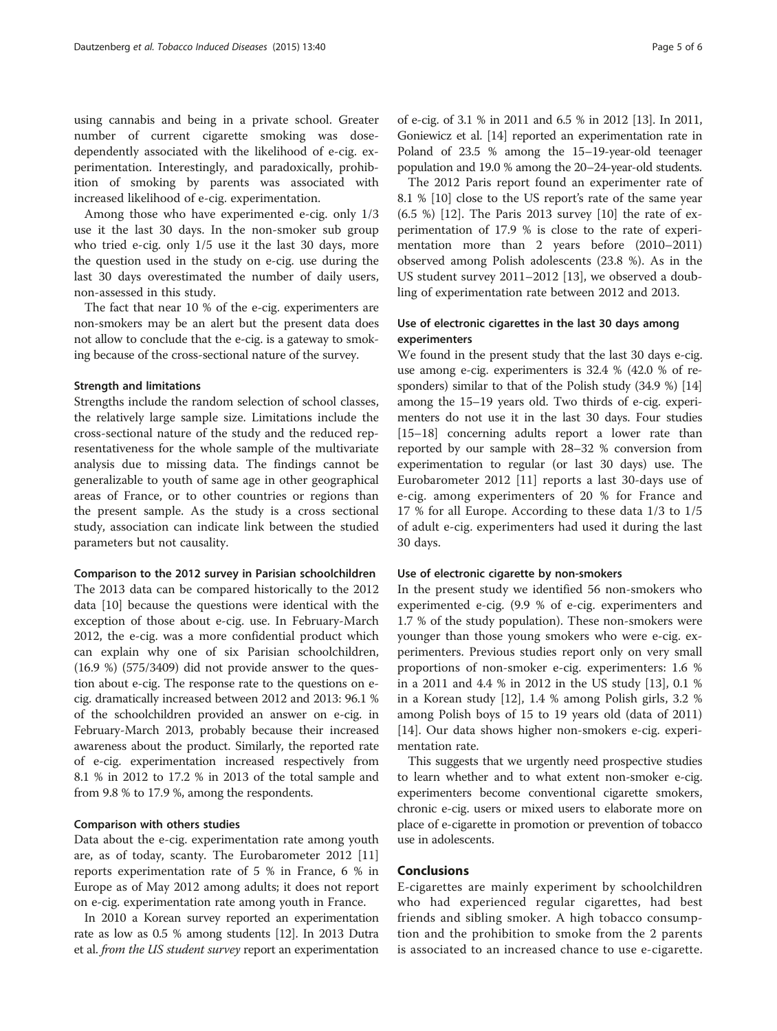using cannabis and being in a private school. Greater number of current cigarette smoking was dose-dependently associated with the likelihood of e-cig. experimentation. Interestingly, and paradoxically, prohibition of smoking by parents was associated with increased likelihood of e-cig. experimentation.

Among those who have experimented e-cig. only 1/3 use it the last 30 days. In the non-smoker sub group who tried e-cig. only 1/5 use it the last 30 days, more the question used in the study on e-cig. use during the last 30 days overestimated the number of daily users, non-assessed in this study.

The fact that near 10 % of the e-cig. experimenters are non-smokers may be an alert but the present data does not allow to conclude that the e-cig. is a gateway to smoking because of the cross-sectional nature of the survey.

### Strength and limitations

Strengths include the random selection of school classes, the relatively large sample size. Limitations include the cross-sectional nature of the study and the reduced representativeness for the whole sample of the multivariate analysis due to missing data. The findings cannot be generalizable to youth of same age in other geographical areas of France, or to other countries or regions than the present sample. As the study is a cross sectional study, association can indicate link between the studied parameters but not causality.

### Comparison to the 2012 survey in Parisian schoolchildren

The 2013 data can be compared historically to the 2012 data [10] because the questions were identical with the exception of those about e-cig. use. In February-March 2012, the e-cig. was a more confidential product which can explain why one of six Parisian schoolchildren, (16.9 %) (575/3409) did not provide answer to the question about e-cig. The response rate to the questions on e-cig. dramatically increased between 2012 and 2013: 96.1 % of the schoolchildren provided an answer on e-cig. in February-March 2013, probably because their increased awareness about the product. Similarly, the reported rate of e-cig. experimentation increased respectively from 8.1 % in 2012 to 17.2 % in 2013 of the total sample and from 9.8 % to 17.9 %, among the respondents.

### Comparison with others studies

Data about the e-cig. experimentation rate among youth are, as of today, scanty. The Eurobarometer 2012 [11] reports experimentation rate of 5 % in France, 6 % in Europe as of May 2012 among adults; it does not report on e-cig. experimentation rate among youth in France.

In 2010 a Korean survey reported an experimentation rate as low as 0.5 % among students [12]. In 2013 Dutra et al. *from the US student survey* report an experimentation of e-cig. of 3.1 % in 2011 and 6.5 % in 2012 [13]. In 2011, Goniewicz et al. [14] reported an experimentation rate in Poland of 23.5 % among the 15–19-year-old teenager population and 19.0 % among the 20–24-year-old students.

The 2012 Paris report found an experimenter rate of 8.1 % [10] close to the US report's rate of the same year (6.5 %) [12]. The Paris 2013 survey [10] the rate of experimentation of 17.9 % is close to the rate of experimentation more than 2 years before (2010–2011) observed among Polish adolescents (23.8 %). As in the US student survey 2011–2012 [13], we observed a doubling of experimentation rate between 2012 and 2013.

### Use of electronic cigarettes in the last 30 days among experimenters

We found in the present study that the last 30 days e-cig. use among e-cig. experimenters is 32.4 % (42.0 % of responders) similar to that of the Polish study (34.9 %) [14] among the 15–19 years old. Two thirds of e-cig. experimenters do not use it in the last 30 days. Four studies [15–18] concerning adults report a lower rate than reported by our sample with 28–32 % conversion from experimentation to regular (or last 30 days) use. The Eurobarometer 2012 [11] reports a last 30-days use of e-cig. among experimenters of 20 % for France and 17 % for all Europe. According to these data 1/3 to 1/5 of adult e-cig. experimenters had used it during the last 30 days.

### Use of electronic cigarette by non-smokers

In the present study we identified 56 non-smokers who experimented e-cig. (9.9 % of e-cig. experimenters and 1.7 % of the study population). These non-smokers were younger than those young smokers who were e-cig. experimenters. Previous studies report only on very small proportions of non-smoker e-cig. experimenters: 1.6 % in a 2011 and 4.4 % in 2012 in the US study [13], 0.1 % in a Korean study [12], 1.4 % among Polish girls, 3.2 % among Polish boys of 15 to 19 years old (data of 2011) [14]. Our data shows higher non-smokers e-cig. experimentation rate.

This suggests that we urgently need prospective studies to learn whether and to what extent non-smoker e-cig. experimenters become conventional cigarette smokers, chronic e-cig. users or mixed users to elaborate more on place of e-cigarette in promotion or prevention of tobacco use in adolescents.

## Conclusions

E-cigarettes are mainly experiment by schoolchildren who had experienced regular cigarettes, had best friends and sibling smoker. A high tobacco consumption and the prohibition to smoke from the 2 parents is associated to an increased chance to use e-cigarette.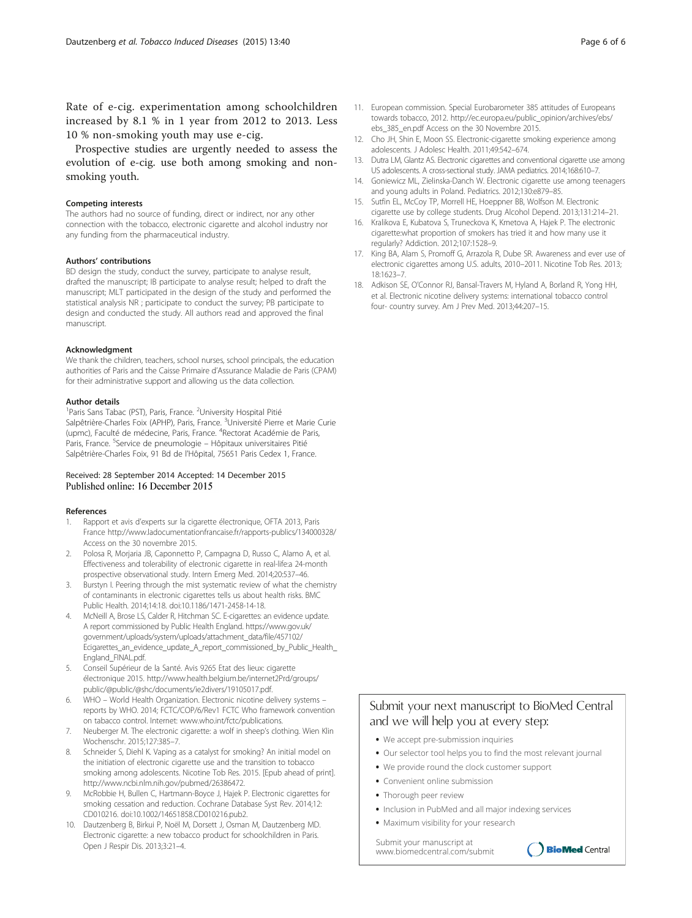Rate of e-cig. experimentation among schoolchildren increased by 8.1 % in 1 year from 2012 to 2013. Less 10 % non-smoking youth may use e-cig.

Prospective studies are urgently needed to assess the evolution of e-cig. use both among smoking and non-smoking youth.

#### Competing interests

The authors had no source of funding, direct or indirect, nor any other connection with the tobacco, electronic cigarette and alcohol industry nor any funding from the pharmaceutical industry.

#### Authors' contributions

BD design the study, conduct the survey, participate to analyse result, drafted the manuscript; IB participate to analyse result; helped to draft the manuscript; MLT participated in the design of the study and performed the statistical analysis NR ; participate to conduct the survey; PB participate to design and conducted the study. All authors read and approved the final manuscript.

#### Acknowledgment

We thank the children, teachers, school nurses, school principals, the education authorities of Paris and the Caisse Primaire d'Assurance Maladie de Paris (CPAM) for their administrative support and allowing us the data collection.

#### Author details

[1]Paris Sans Tabac (PST), Paris, France. [2]University Hospital Pitié Salpêtrière-Charles Foix (APHP), Paris, France. [3]Université Pierre et Marie Curie (upmc), Faculté de médecine, Paris, France. [4]Rectorat Académie de Paris, Paris, France. [5]Service de pneumologie – Hôpitaux universitaires Pitié Salpêtrière-Charles Foix, 91 Bd de l'Hôpital, 75651 Paris Cedex 1, France.

Received: 28 September 2014 Accepted: 14 December 2015
Published online: 16 December 2015

#### References

1. Rapport et avis d'experts sur la cigarette électronique, OFTA 2013, Paris France http://www.ladocumentationfrancaise.fr/rapports-publics/134000328/ Access on the 30 novembre 2015.
2. Polosa R, Morjaria JB, Caponnetto P, Campagna D, Russo C, Alamo A, et al. Effectiveness and tolerability of electronic cigarette in real-life:a 24-month prospective observational study. Intern Emerg Med. 2014;20:537–46.
3. Burstyn I. Peering through the mist systematic review of what the chemistry of contaminants in electronic cigarettes tells us about health risks. BMC Public Health. 2014;14:18. doi:10.1186/1471-2458-14-18.
4. McNeill A, Brose LS, Calder R, Hitchman SC. E-cigarettes: an evidence update. A report commissioned by Public Health England. https://www.gov.uk/government/uploads/system/uploads/attachment_data/file/457102/Ecigarettes_an_evidence_update_A_report_commissioned_by_Public_Health_England_FINAL.pdf.
5. Conseil Supérieur de la Santé. Avis 9265 Etat des lieux: cigarette électronique 2015. http://www.health.belgium.be/internet2Prd/groups/public/@public/@shc/documents/ie2divers/19105017.pdf.
6. WHO – World Health Organization. Electronic nicotine delivery systems – reports by WHO. 2014; FCTC/COP/6/Rev1 FCTC Who framework convention on tobacco control. Internet: www.who.int/fctc/publications.
7. Neuberger M. The electronic cigarette: a wolf in sheep's clothing. Wien Klin Wochenschr. 2015;127:385–7.
8. Schneider S, Diehl K. Vaping as a catalyst for smoking? An initial model on the initiation of electronic cigarette use and the transition to tobacco smoking among adolescents. Nicotine Tob Res. 2015. [Epub ahead of print]. http://www.ncbi.nlm.nih.gov/pubmed/26386472.
9. McRobbie H, Bullen C, Hartmann-Boyce J, Hajek P. Electronic cigarettes for smoking cessation and reduction. Cochrane Database Syst Rev. 2014;12:CD010216. doi:10.1002/14651858.CD010216.pub2.
10. Dautzenberg B, Birkui P, Noël M, Dorsett J, Osman M, Dautzenberg MD. Electronic cigarette: a new tobacco product for schoolchildren in Paris. Open J Respir Dis. 2013;3:21–4.
11. European commission. Special Eurobarometer 385 attitudes of Europeans towards tobacco, 2012. http://ec.europa.eu/public_opinion/archives/ebs/ebs_385_en.pdf Access on the 30 Novembre 2015.
12. Cho JH, Shin E, Moon SS. Electronic-cigarette smoking experience among adolescents. J Adolesc Health. 2011;49:542–674.
13. Dutra LM, Glantz AS. Electronic cigarettes and conventional cigarette use among US adolescents. A cross-sectional study. JAMA pediatrics. 2014;168:610–7.
14. Goniewicz ML, Zielinska-Danch W. Electronic cigarette use among teenagers and young adults in Poland. Pediatrics. 2012;130:e879–85.
15. Sutfin EL, McCoy TP, Morrell HE, Hoeppner BB, Wolfson M. Electronic cigarette use by college students. Drug Alcohol Depend. 2013;131:214–21.
16. Kralikova E, Kubatova S, Truneckova K, Kmetova A, Hajek P. The electronic cigarette:what proportion of smokers has tried it and how many use it regularly? Addiction. 2012;107:1528–9.
17. King BA, Alam S, Promoff G, Arrazola R, Dube SR. Awareness and ever use of electronic cigarettes among U.S. adults, 2010–2011. Nicotine Tob Res. 2013;18:1623–7.
18. Adkison SE, O'Connor RJ, Bansal-Travers M, Hyland A, Borland R, Yong HH, et al. Electronic nicotine delivery systems: international tobacco control four- country survey. Am J Prev Med. 2013;44:207–15.

Submit your next manuscript to BioMed Central and we will help you at every step:

- We accept pre-submission inquiries
- Our selector tool helps you to find the most relevant journal
- We provide round the clock customer support
- Convenient online submission
- Thorough peer review
- Inclusion in PubMed and all major indexing services
- Maximum visibility for your research

Submit your manuscript at www.biomedcentral.com/submit

BioMed Central